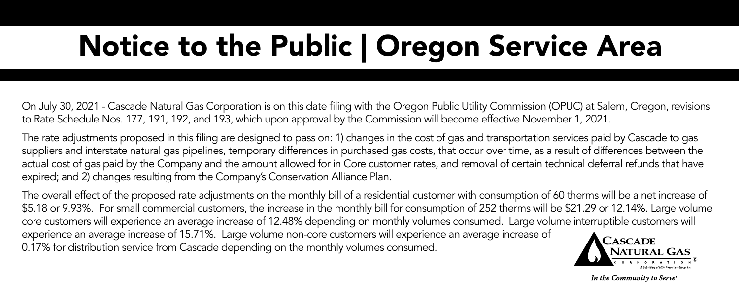# Notice to the Public | Oregon Service Area

On July 30, 2021 - Cascade Natural Gas Corporation is on this date filing with the Oregon Public Utility Commission (OPUC) at Salem, Oregon, revisions to Rate Schedule Nos. 177, 191, 192, and 193, which upon approval by the Commission will become effective November 1, 2021.

The rate adjustments proposed in this filing are designed to pass on: 1) changes in the cost of gas and transportation services paid by Cascade to gas suppliers and interstate natural gas pipelines, temporary differences in purchased gas costs, that occur over time, as a result of differences between the actual cost of gas paid by the Company and the amount allowed for in Core customer rates, and removal of certain technical deferral refunds that have expired; and 2) changes resulting from the Company's Conservation Alliance Plan.

The overall effect of the proposed rate adjustments on the monthly bill of a residential customer with consumption of 60 therms will be a net increase of $5.18 or 9.93%. For small commercial customers, the increase in the monthly bill for consumption of 252 therms will be $21.29 or 12.14%. Large volume core customers will experience an average increase of 12.48% depending on monthly volumes consumed. Large volume interruptible customers will experience an average increase of 15.71%. Large volume non-core customers will experience an average increase of 0.17% for distribution service from Cascade depending on the monthly volumes consumed.

CASCADE NATURAL GAS CORPORATION®
A Subsidiary of MDU Resources Group, Inc.

*In the Community to Serve®*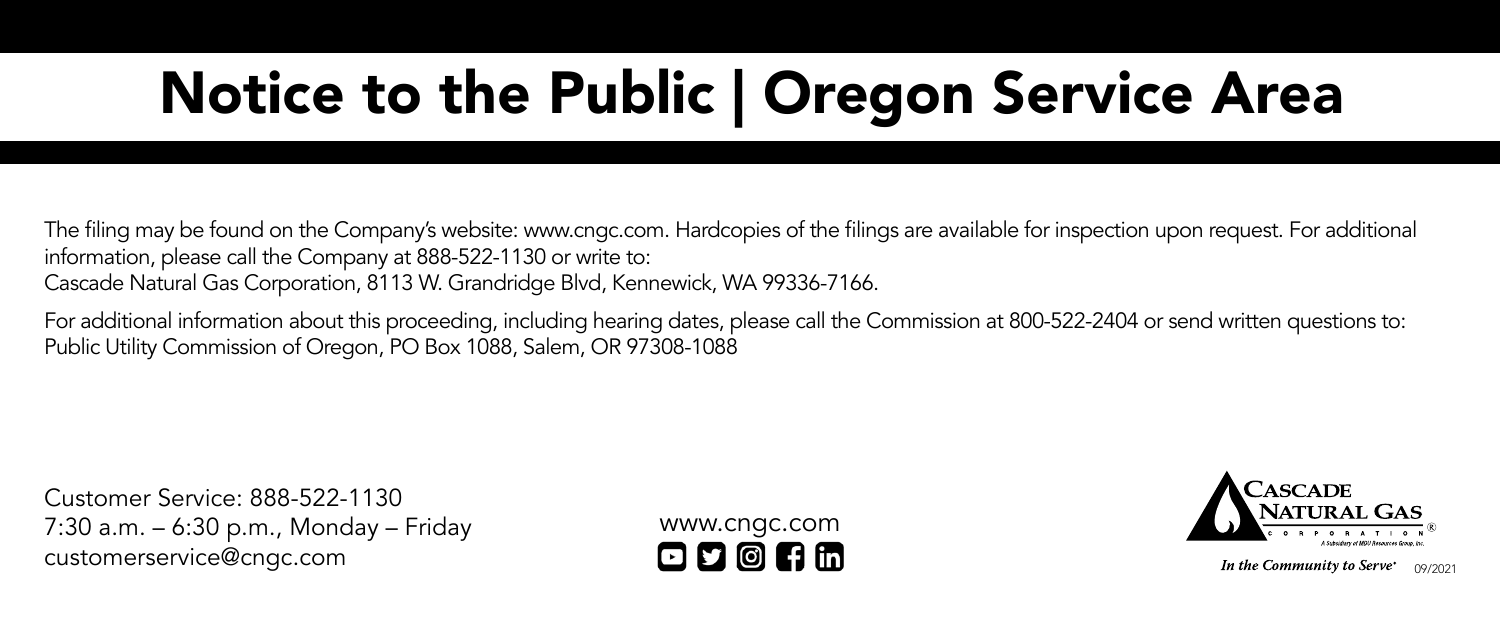# Notice to the Public | Oregon Service Area

The filing may be found on the Company's website: www.cngc.com. Hardcopies of the filings are available for inspection upon request. For additional information, please call the Company at 888-522-1130 or write to:
Cascade Natural Gas Corporation, 8113 W. Grandridge Blvd, Kennewick, WA 99336-7166.

For additional information about this proceeding, including hearing dates, please call the Commission at 800-522-2404 or send written questions to: Public Utility Commission of Oregon, PO Box 1088, Salem, OR 97308-1088

Customer Service: 888-522-1130
7:30 a.m. – 6:30 p.m., Monday – Friday
customerservice@cngc.com

www.cngc.com

Cascade Natural Gas Corporation®
A Subsidiary of MDU Resources Group, Inc.

*In the Community to Serve*®

09/2021